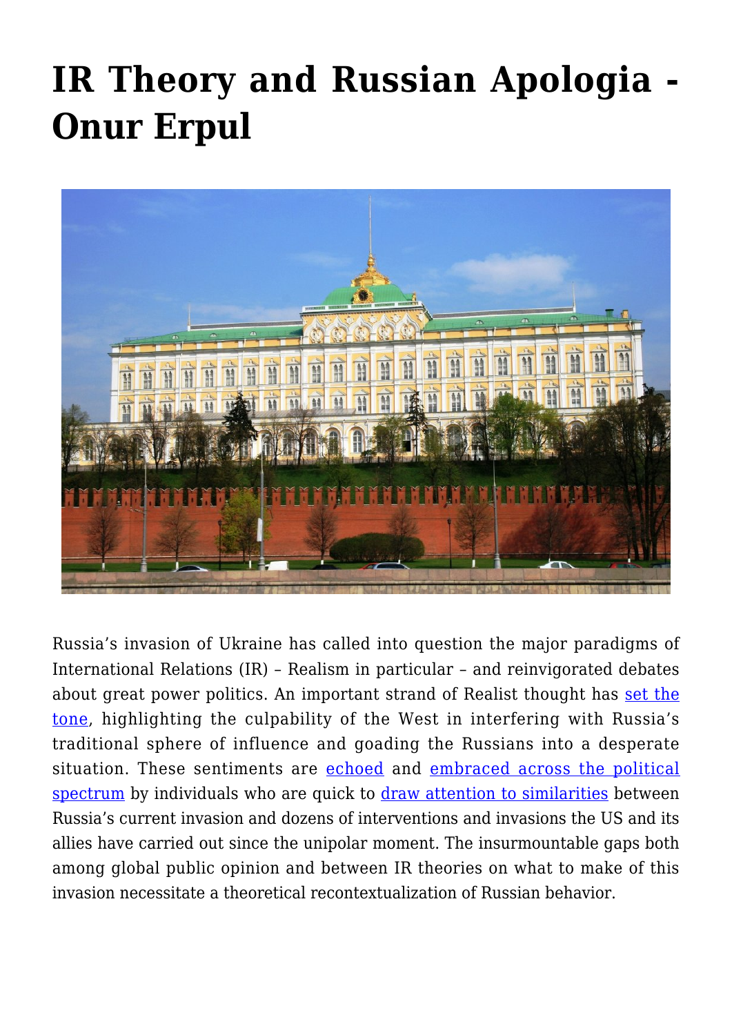# IR Theory and Russian Apologia - Onur Erpul

Russia's invasion of Ukraine has called into question the major paradigms of International Relations (IR) – Realism in particular – and reinvigorated debates about great power politics. An important strand of Realist thought has set the tone, highlighting the culpability of the West in interfering with Russia's traditional sphere of influence and goading the Russians into a desperate situation. These sentiments are echoed and embraced across the political spectrum by individuals who are quick to draw attention to similarities between Russia's current invasion and dozens of interventions and invasions the US and its allies have carried out since the unipolar moment. The insurmountable gaps both among global public opinion and between IR theories on what to make of this invasion necessitate a theoretical recontextualization of Russian behavior.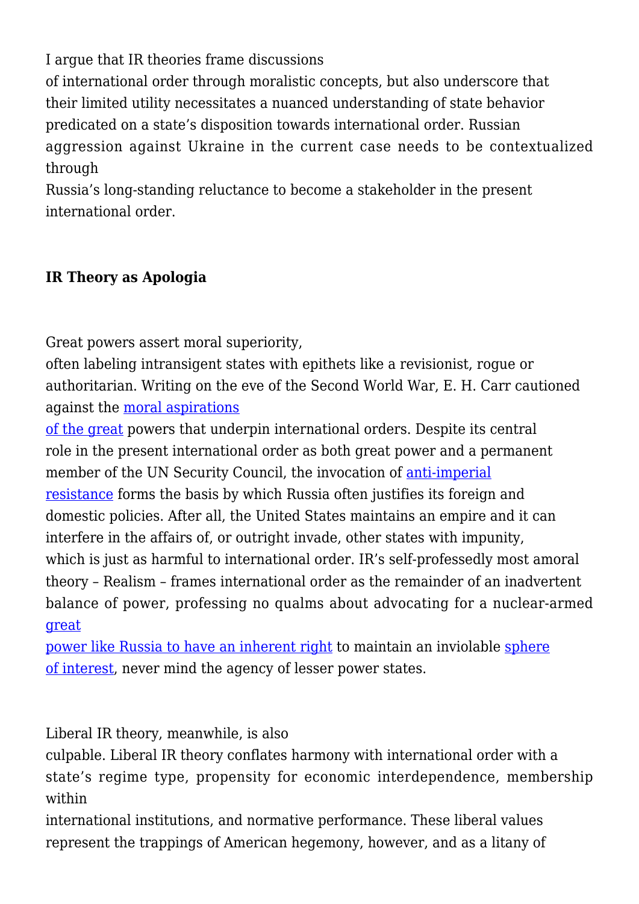I argue that IR theories frame discussions of international order through moralistic concepts, but also underscore that their limited utility necessitates a nuanced understanding of state behavior predicated on a state's disposition towards international order. Russian aggression against Ukraine in the current case needs to be contextualized through Russia's long-standing reluctance to become a stakeholder in the present international order.

**IR Theory as Apologia**

Great powers assert moral superiority, often labeling intransigent states with epithets like a revisionist, rogue or authoritarian. Writing on the eve of the Second World War, E. H. Carr cautioned against the moral aspirations of the great powers that underpin international orders. Despite its central role in the present international order as both great power and a permanent member of the UN Security Council, the invocation of anti-imperial resistance forms the basis by which Russia often justifies its foreign and domestic policies. After all, the United States maintains an empire and it can interfere in the affairs of, or outright invade, other states with impunity, which is just as harmful to international order. IR's self-professedly most amoral theory – Realism – frames international order as the remainder of an inadvertent balance of power, professing no qualms about advocating for a nuclear-armed great power like Russia to have an inherent right to maintain an inviolable sphere of interest, never mind the agency of lesser power states.

Liberal IR theory, meanwhile, is also culpable. Liberal IR theory conflates harmony with international order with a state's regime type, propensity for economic interdependence, membership within international institutions, and normative performance. These liberal values represent the trappings of American hegemony, however, and as a litany of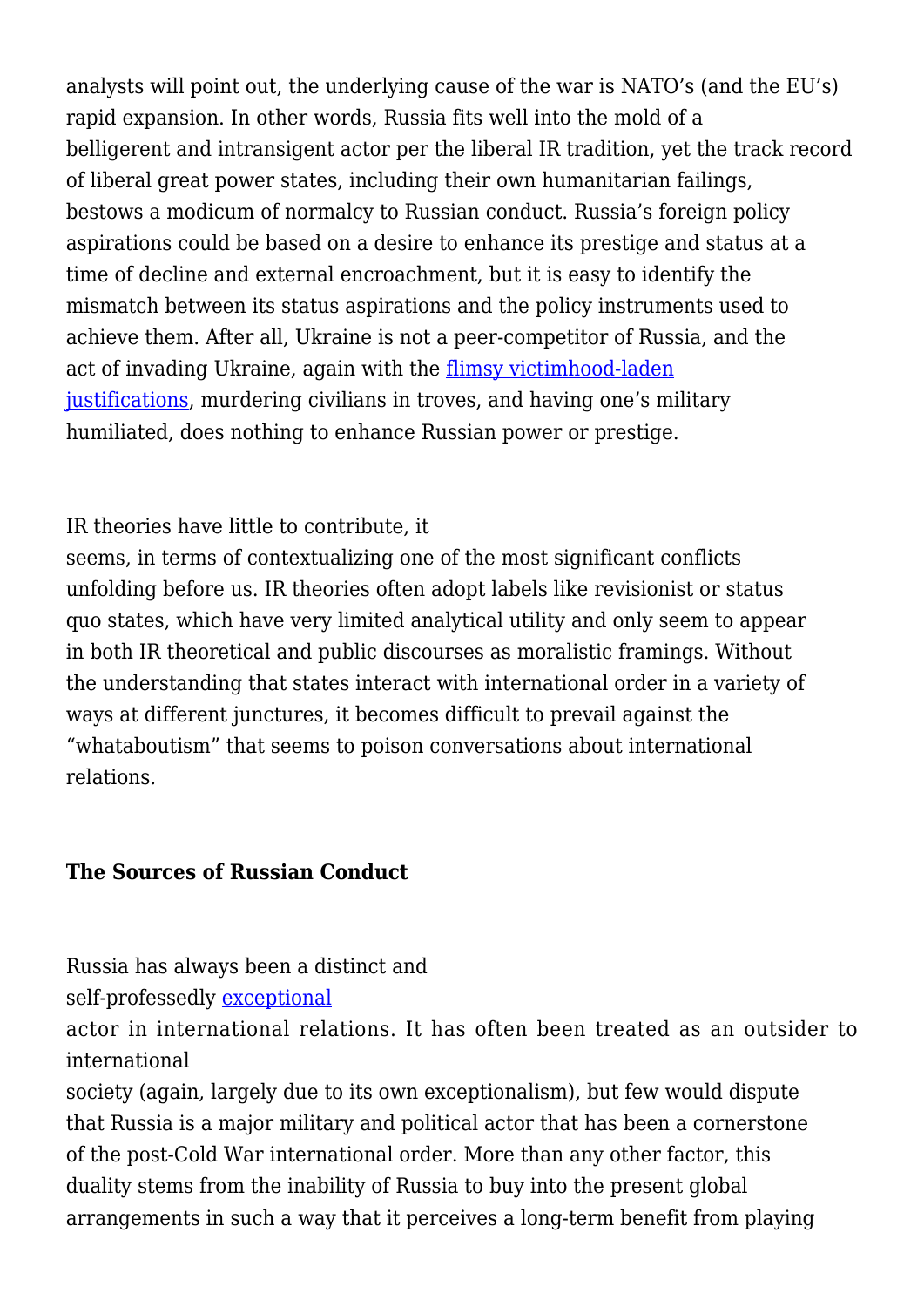analysts will point out, the underlying cause of the war is NATO's (and the EU's) rapid expansion. In other words, Russia fits well into the mold of a belligerent and intransigent actor per the liberal IR tradition, yet the track record of liberal great power states, including their own humanitarian failings, bestows a modicum of normalcy to Russian conduct. Russia's foreign policy aspirations could be based on a desire to enhance its prestige and status at a time of decline and external encroachment, but it is easy to identify the mismatch between its status aspirations and the policy instruments used to achieve them. After all, Ukraine is not a peer-competitor of Russia, and the act of invading Ukraine, again with the flimsy victimhood-laden justifications, murdering civilians in troves, and having one's military humiliated, does nothing to enhance Russian power or prestige.

IR theories have little to contribute, it seems, in terms of contextualizing one of the most significant conflicts unfolding before us. IR theories often adopt labels like revisionist or status quo states, which have very limited analytical utility and only seem to appear in both IR theoretical and public discourses as moralistic framings. Without the understanding that states interact with international order in a variety of ways at different junctures, it becomes difficult to prevail against the "whataboutism" that seems to poison conversations about international relations.

### The Sources of Russian Conduct

Russia has always been a distinct and self-professedly exceptional actor in international relations. It has often been treated as an outsider to international society (again, largely due to its own exceptionalism), but few would dispute that Russia is a major military and political actor that has been a cornerstone of the post-Cold War international order. More than any other factor, this duality stems from the inability of Russia to buy into the present global arrangements in such a way that it perceives a long-term benefit from playing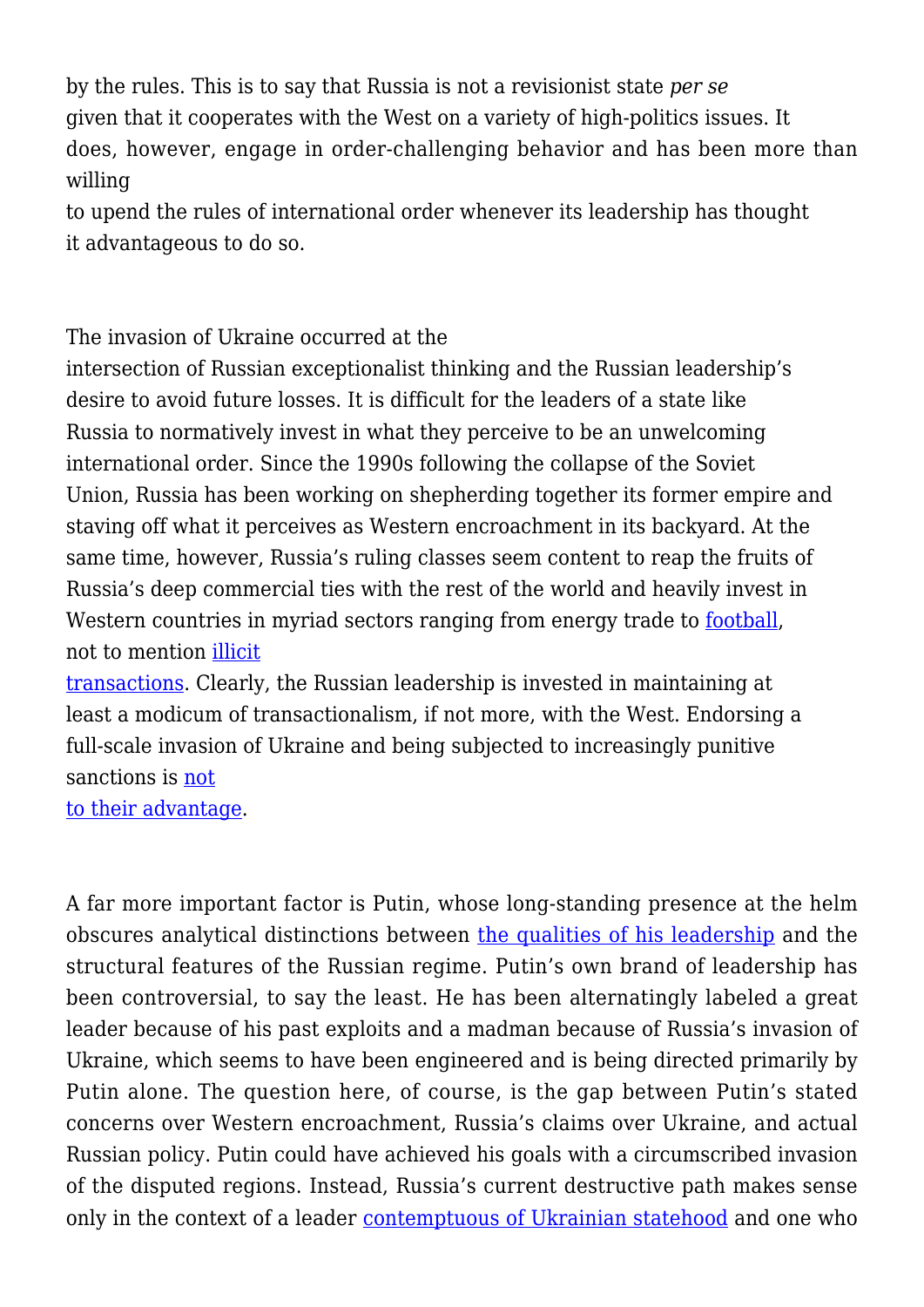by the rules. This is to say that Russia is not a revisionist state *per se* given that it cooperates with the West on a variety of high-politics issues. It does, however, engage in order-challenging behavior and has been more than willing to upend the rules of international order whenever its leadership has thought it advantageous to do so.

The invasion of Ukraine occurred at the intersection of Russian exceptionalist thinking and the Russian leadership's desire to avoid future losses. It is difficult for the leaders of a state like Russia to normatively invest in what they perceive to be an unwelcoming international order. Since the 1990s following the collapse of the Soviet Union, Russia has been working on shepherding together its former empire and staving off what it perceives as Western encroachment in its backyard. At the same time, however, Russia's ruling classes seem content to reap the fruits of Russia's deep commercial ties with the rest of the world and heavily invest in Western countries in myriad sectors ranging from energy trade to football, not to mention illicit transactions. Clearly, the Russian leadership is invested in maintaining at least a modicum of transactionalism, if not more, with the West. Endorsing a full-scale invasion of Ukraine and being subjected to increasingly punitive sanctions is not to their advantage.

A far more important factor is Putin, whose long-standing presence at the helm obscures analytical distinctions between the qualities of his leadership and the structural features of the Russian regime. Putin's own brand of leadership has been controversial, to say the least. He has been alternatingly labeled a great leader because of his past exploits and a madman because of Russia's invasion of Ukraine, which seems to have been engineered and is being directed primarily by Putin alone. The question here, of course, is the gap between Putin's stated concerns over Western encroachment, Russia's claims over Ukraine, and actual Russian policy. Putin could have achieved his goals with a circumscribed invasion of the disputed regions. Instead, Russia's current destructive path makes sense only in the context of a leader contemptuous of Ukrainian statehood and one who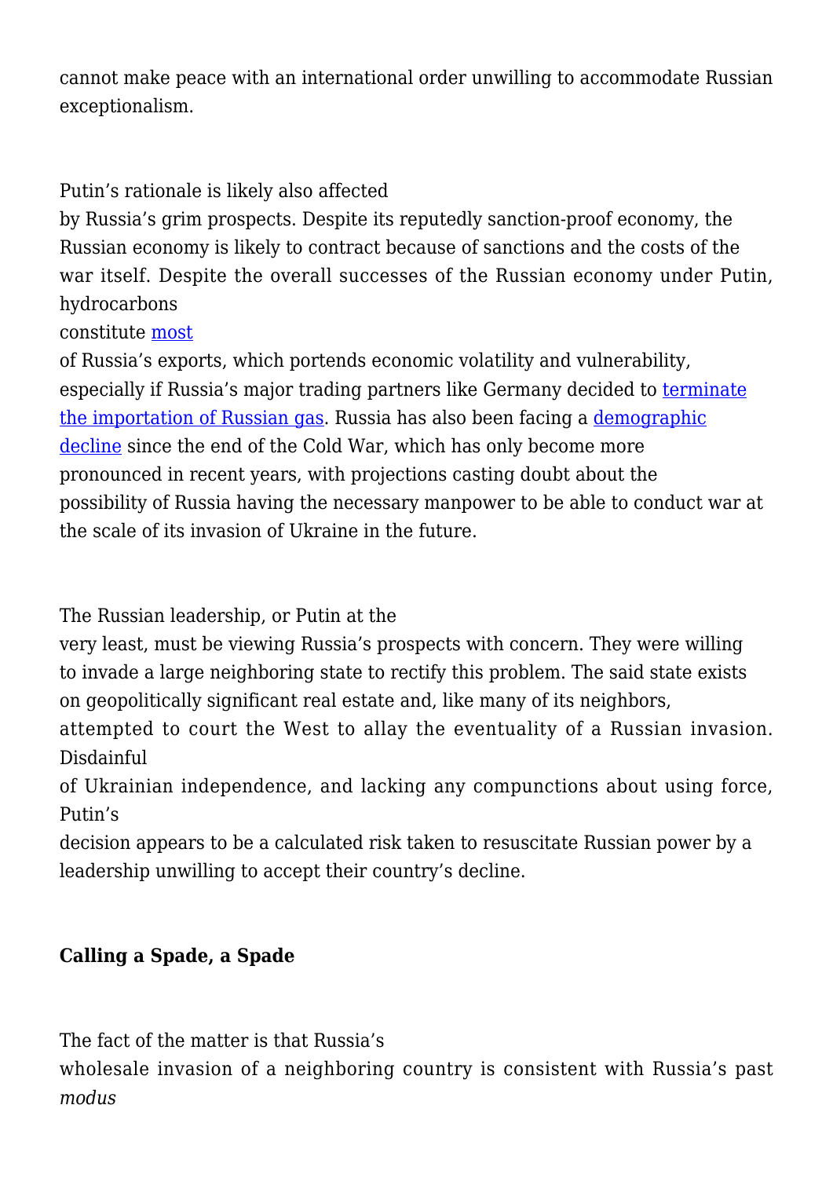cannot make peace with an international order unwilling to accommodate Russian exceptionalism.

Putin's rationale is likely also affected by Russia's grim prospects. Despite its reputedly sanction-proof economy, the Russian economy is likely to contract because of sanctions and the costs of the war itself. Despite the overall successes of the Russian economy under Putin, hydrocarbons constitute most of Russia's exports, which portends economic volatility and vulnerability, especially if Russia's major trading partners like Germany decided to terminate the importation of Russian gas. Russia has also been facing a demographic decline since the end of the Cold War, which has only become more pronounced in recent years, with projections casting doubt about the possibility of Russia having the necessary manpower to be able to conduct war at the scale of its invasion of Ukraine in the future.

The Russian leadership, or Putin at the very least, must be viewing Russia's prospects with concern. They were willing to invade a large neighboring state to rectify this problem. The said state exists on geopolitically significant real estate and, like many of its neighbors, attempted to court the West to allay the eventuality of a Russian invasion. Disdainful of Ukrainian independence, and lacking any compunctions about using force, Putin's decision appears to be a calculated risk taken to resuscitate Russian power by a leadership unwilling to accept their country's decline.

**Calling a Spade, a Spade**

The fact of the matter is that Russia's wholesale invasion of a neighboring country is consistent with Russia's past *modus*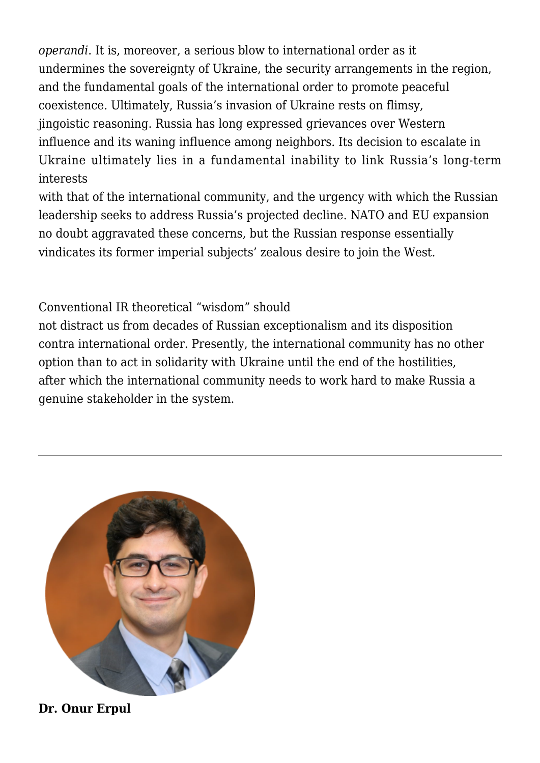*operandi*. It is, moreover, a serious blow to international order as it undermines the sovereignty of Ukraine, the security arrangements in the region, and the fundamental goals of the international order to promote peaceful coexistence. Ultimately, Russia's invasion of Ukraine rests on flimsy, jingoistic reasoning. Russia has long expressed grievances over Western influence and its waning influence among neighbors. Its decision to escalate in Ukraine ultimately lies in a fundamental inability to link Russia's long-term interests with that of the international community, and the urgency with which the Russian leadership seeks to address Russia's projected decline. NATO and EU expansion no doubt aggravated these concerns, but the Russian response essentially vindicates its former imperial subjects' zealous desire to join the West.

Conventional IR theoretical "wisdom" should not distract us from decades of Russian exceptionalism and its disposition contra international order. Presently, the international community has no other option than to act in solidarity with Ukraine until the end of the hostilities, after which the international community needs to work hard to make Russia a genuine stakeholder in the system.

---

**Dr. Onur Erpul**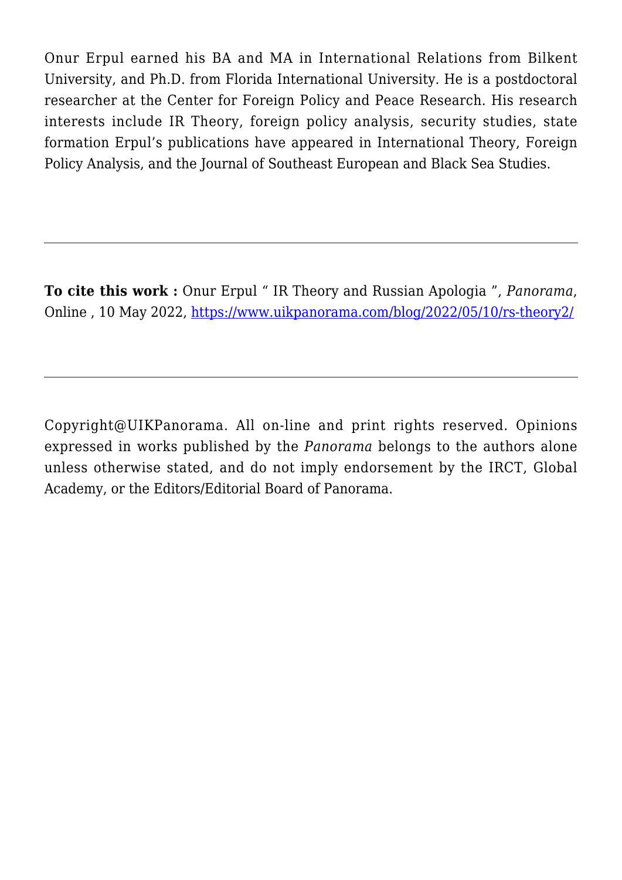Onur Erpul earned his BA and MA in International Relations from Bilkent University, and Ph.D. from Florida International University. He is a postdoctoral researcher at the Center for Foreign Policy and Peace Research. His research interests include IR Theory, foreign policy analysis, security studies, state formation Erpul's publications have appeared in International Theory, Foreign Policy Analysis, and the Journal of Southeast European and Black Sea Studies.

---

**To cite this work :** Onur Erpul " IR Theory and Russian Apologia ", *Panorama*, Online , 10 May 2022, [https://www.uikpanorama.com/blog/2022/05/10/rs-theory2/](https://www.uikpanorama.com/blog/2022/05/10/rs-theory2/)

---

Copyright@UIKPanorama. All on-line and print rights reserved. Opinions expressed in works published by the *Panorama* belongs to the authors alone unless otherwise stated, and do not imply endorsement by the IRCT, Global Academy, or the Editors/Editorial Board of Panorama.